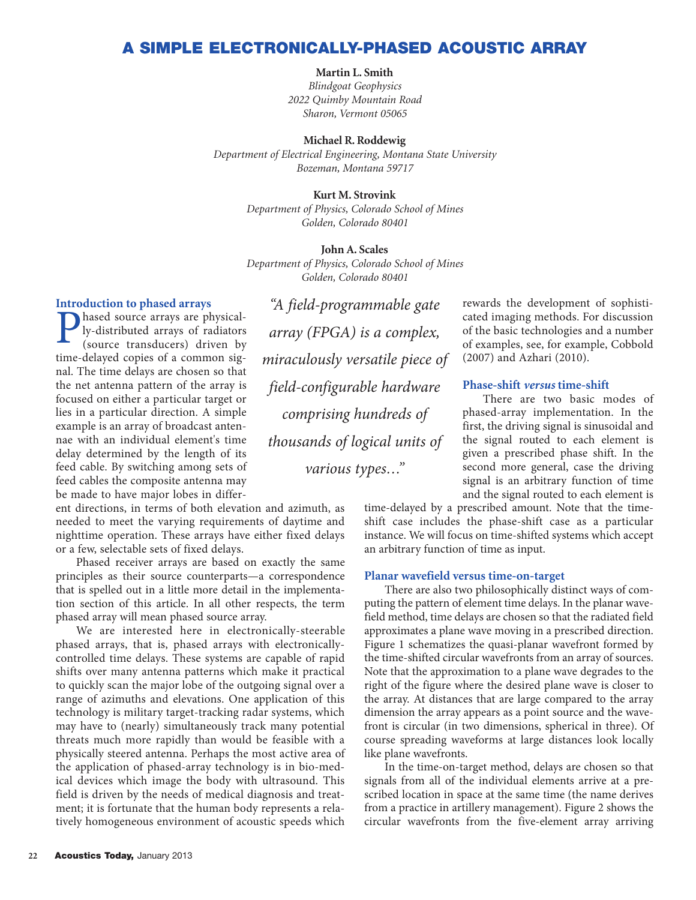# A SIMPLE ELECTRONICALLY-PHASED ACOUSTIC ARRAY

**Martin L. Smith**
*Blindgoat Geophysics*
*2022 Quimby Mountain Road*
*Sharon, Vermont 05065*

**Michael R. Roddewig**
*Department of Electrical Engineering, Montana State University*
*Bozeman, Montana 59717*

**Kurt M. Strovink**
*Department of Physics, Colorado School of Mines*
*Golden, Colorado 80401*

**John A. Scales**
*Department of Physics, Colorado School of Mines*
*Golden, Colorado 80401*

## Introduction to phased arrays

Phased source arrays are physically-distributed arrays of radiators (source transducers) driven by time-delayed copies of a common signal. The time delays are chosen so that the net antenna pattern of the array is focused on either a particular target or lies in a particular direction. A simple example is an array of broadcast antennae with an individual element's time delay determined by the length of its feed cable. By switching among sets of feed cables the composite antenna may be made to have major lobes in different directions, in terms of both elevation and azimuth, as needed to meet the varying requirements of daytime and nighttime operation. These arrays have either fixed delays or a few, selectable sets of fixed delays.

Phased receiver arrays are based on exactly the same principles as their source counterparts—a correspondence that is spelled out in a little more detail in the implementation section of this article. In all other respects, the term phased array will mean phased source array.

We are interested here in electronically-steerable phased arrays, that is, phased arrays with electronically-controlled time delays. These systems are capable of rapid shifts over many antenna patterns which make it practical to quickly scan the major lobe of the outgoing signal over a range of azimuths and elevations. One application of this technology is military target-tracking radar systems, which may have to (nearly) simultaneously track many potential threats much more rapidly than would be feasible with a physically steered antenna. Perhaps the most active area of the application of phased-array technology is in bio-medical devices which image the body with ultrasound. This field is driven by the needs of medical diagnosis and treatment; it is fortunate that the human body represents a relatively homogeneous environment of acoustic speeds which rewards the development of sophisticated imaging methods. For discussion of the basic technologies and a number of examples, see, for example, Cobbold (2007) and Azhari (2010).

*"A field-programmable gate array (FPGA) is a complex, miraculously versatile piece of field-configurable hardware comprising hundreds of thousands of logical units of various types…"*

## Phase-shift *versus* time-shift

There are two basic modes of phased-array implementation. In the first, the driving signal is sinusoidal and the signal routed to each element is given a prescribed phase shift. In the second more general, case the driving signal is an arbitrary function of time and the signal routed to each element is time-delayed by a prescribed amount. Note that the time-shift case includes the phase-shift case as a particular instance. We will focus on time-shifted systems which accept an arbitrary function of time as input.

## Planar wavefield versus time-on-target

There are also two philosophically distinct ways of computing the pattern of element time delays. In the planar wavefield method, time delays are chosen so that the radiated field approximates a plane wave moving in a prescribed direction. Figure 1 schematizes the quasi-planar wavefront formed by the time-shifted circular wavefronts from an array of sources. Note that the approximation to a plane wave degrades to the right of the figure where the desired plane wave is closer to the array. At distances that are large compared to the array dimension the array appears as a point source and the wavefront is circular (in two dimensions, spherical in three). Of course spreading waveforms at large distances look locally like plane wavefronts.

In the time-on-target method, delays are chosen so that signals from all of the individual elements arrive at a prescribed location in space at the same time (the name derives from a practice in artillery management). Figure 2 shows the circular wavefronts from the five-element array arriving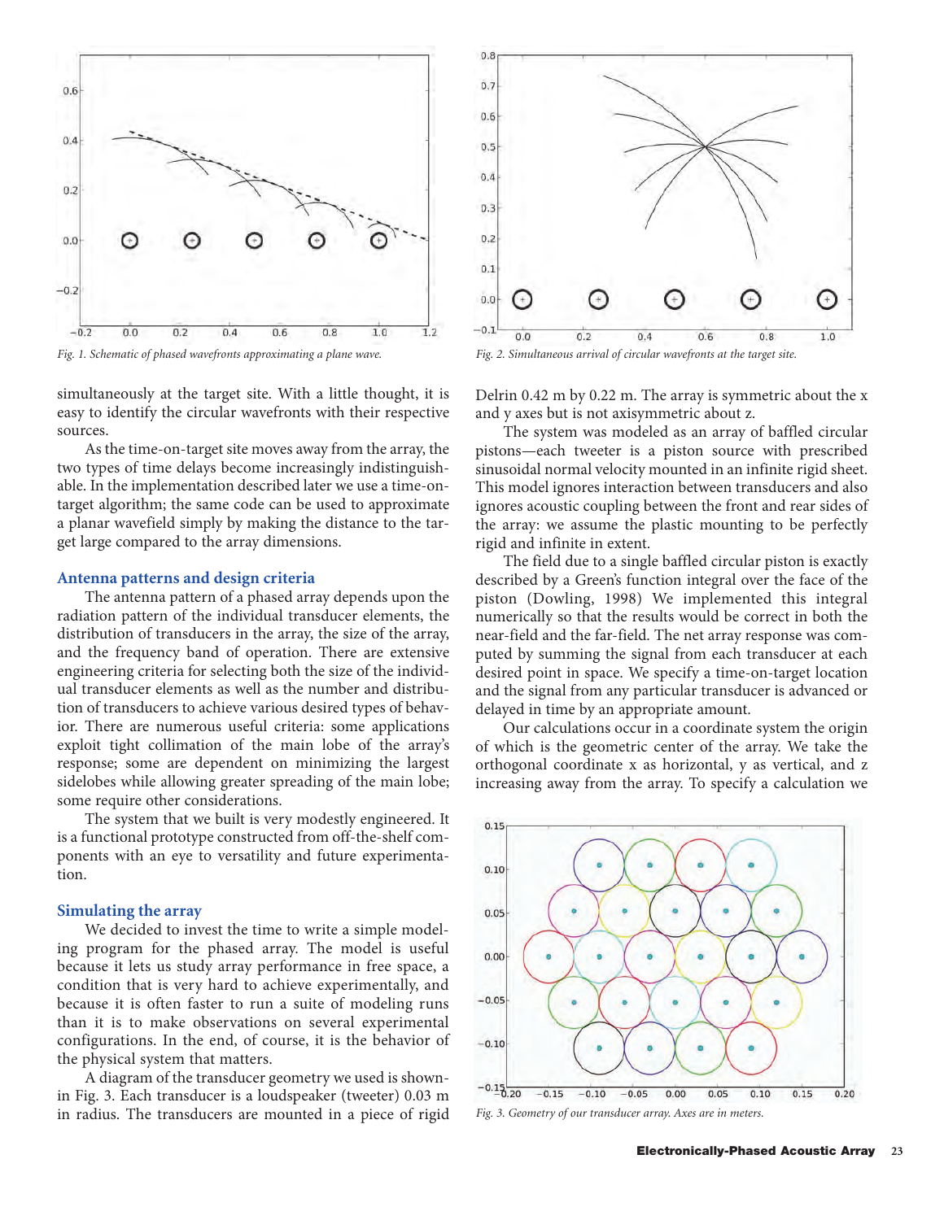0.6
0.4
0.2
0.0
−0.2
−0.2 0.0 0.2 0.4 0.6 0.8 1.0 1.2

*Fig. 1. Schematic of phased wavefronts approximating a plane wave.*

0.8
0.7
0.6
0.5
0.4
0.3
0.2
0.1
0.0
−0.1
0.0 0.2 0.4 0.6 0.8 1.0

*Fig. 2. Simultaneous arrival of circular wavefronts at the target site.*

simultaneously at the target site. With a little thought, it is easy to identify the circular wavefronts with their respective sources.

As the time-on-target site moves away from the array, the two types of time delays become increasingly indistinguishable. In the implementation described later we use a time-on-target algorithm; the same code can be used to approximate a planar wavefield simply by making the distance to the target large compared to the array dimensions.

## Antenna patterns and design criteria

The antenna pattern of a phased array depends upon the radiation pattern of the individual transducer elements, the distribution of transducers in the array, the size of the array, and the frequency band of operation. There are extensive engineering criteria for selecting both the size of the individual transducer elements as well as the number and distribution of transducers to achieve various desired types of behavior. There are numerous useful criteria: some applications exploit tight collimation of the main lobe of the array's response; some are dependent on minimizing the largest sidelobes while allowing greater spreading of the main lobe; some require other considerations.

The system that we built is very modestly engineered. It is a functional prototype constructed from off-the-shelf components with an eye to versatility and future experimentation.

## Simulating the array

We decided to invest the time to write a simple modeling program for the phased array. The model is useful because it lets us study array performance in free space, a condition that is very hard to achieve experimentally, and because it is often faster to run a suite of modeling runs than it is to make observations on several experimental configurations. In the end, of course, it is the behavior of the physical system that matters.

A diagram of the transducer geometry we used is shown in Fig. 3. Each transducer is a loudspeaker (tweeter) 0.03 m in radius. The transducers are mounted in a piece of rigid Delrin 0.42 m by 0.22 m. The array is symmetric about the x and y axes but is not axisymmetric about z.

The system was modeled as an array of baffled circular pistons—each tweeter is a piston source with prescribed sinusoidal normal velocity mounted in an infinite rigid sheet. This model ignores interaction between transducers and also ignores acoustic coupling between the front and rear sides of the array: we assume the plastic mounting to be perfectly rigid and infinite in extent.

The field due to a single baffled circular piston is exactly described by a Green's function integral over the face of the piston (Dowling, 1998) We implemented this integral numerically so that the results would be correct in both the near-field and the far-field. The net array response was computed by summing the signal from each transducer at each desired point in space. We specify a time-on-target location and the signal from any particular transducer is advanced or delayed in time by an appropriate amount.

Our calculations occur in a coordinate system the origin of which is the geometric center of the array. We take the orthogonal coordinate x as horizontal, y as vertical, and z increasing away from the array. To specify a calculation we

0.15
0.10
0.05
0.00
−0.05
−0.10
−0.15
−0.20 −0.15 −0.10 −0.05 0.00 0.05 0.10 0.15 0.20

*Fig. 3. Geometry of our transducer array. Axes are in meters.*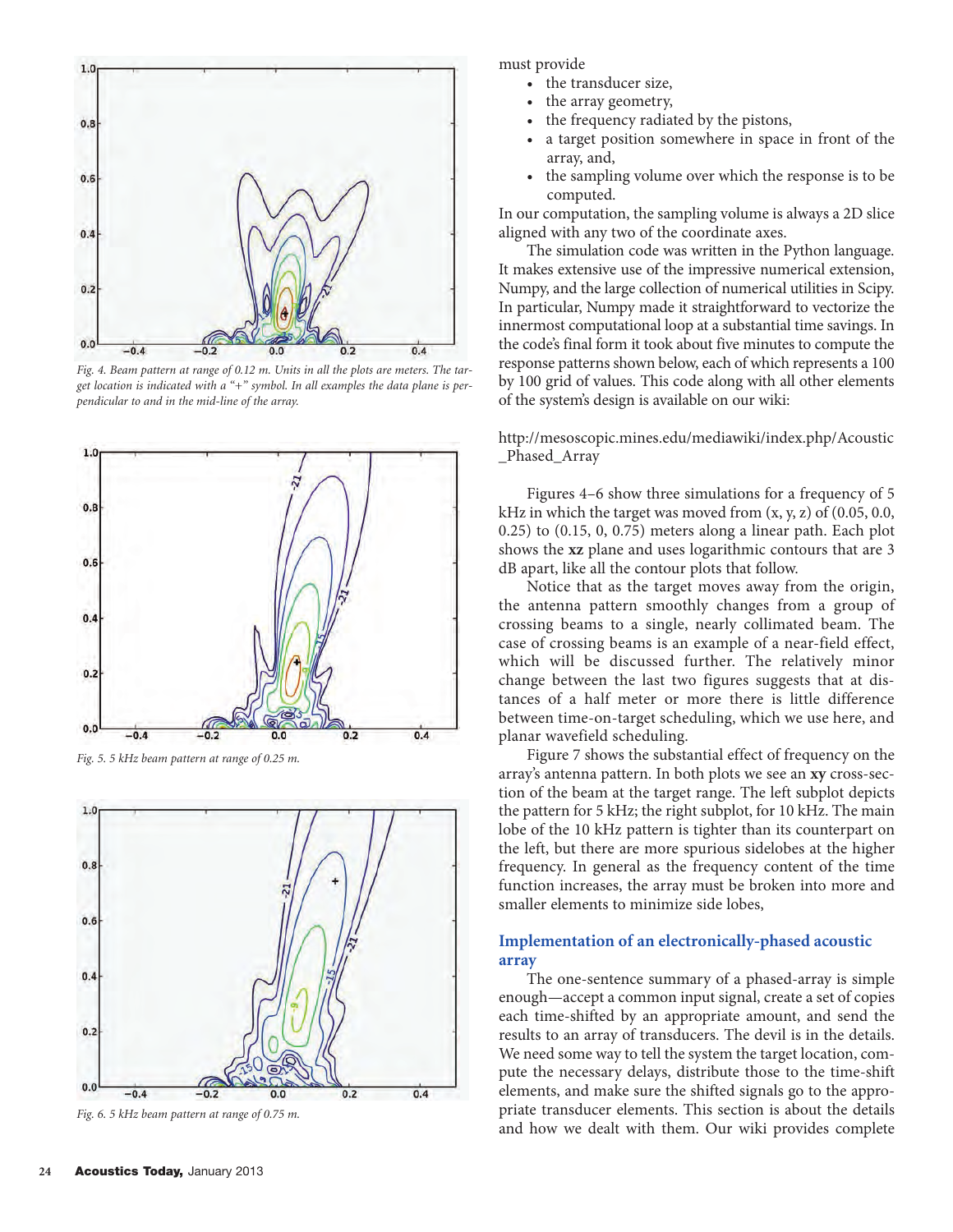Fig. 4. Beam pattern at range of 0.12 m. Units in all the plots are meters. The target location is indicated with a "+" symbol. In all examples the data plane is perpendicular to and in the mid-line of the array.

Fig. 5. 5 kHz beam pattern at range of 0.25 m.

Fig. 6. 5 kHz beam pattern at range of 0.75 m.

must provide

- the transducer size,
- the array geometry,
- the frequency radiated by the pistons,
- a target position somewhere in space in front of the array, and,
- the sampling volume over which the response is to be computed.

In our computation, the sampling volume is always a 2D slice aligned with any two of the coordinate axes.

The simulation code was written in the Python language. It makes extensive use of the impressive numerical extension, Numpy, and the large collection of numerical utilities in Scipy. In particular, Numpy made it straightforward to vectorize the innermost computational loop at a substantial time savings. In the code's final form it took about five minutes to compute the response patterns shown below, each of which represents a 100 by 100 grid of values. This code along with all other elements of the system's design is available on our wiki:

http://mesoscopic.mines.edu/mediawiki/index.php/Acoustic_Phased_Array

Figures 4–6 show three simulations for a frequency of 5 kHz in which the target was moved from (x, y, z) of (0.05, 0.0, 0.25) to (0.15, 0, 0.75) meters along a linear path. Each plot shows the **xz** plane and uses logarithmic contours that are 3 dB apart, like all the contour plots that follow.

Notice that as the target moves away from the origin, the antenna pattern smoothly changes from a group of crossing beams to a single, nearly collimated beam. The case of crossing beams is an example of a near-field effect, which will be discussed further. The relatively minor change between the last two figures suggests that at distances of a half meter or more there is little difference between time-on-target scheduling, which we use here, and planar wavefield scheduling.

Figure 7 shows the substantial effect of frequency on the array's antenna pattern. In both plots we see an **xy** cross-section of the beam at the target range. The left subplot depicts the pattern for 5 kHz; the right subplot, for 10 kHz. The main lobe of the 10 kHz pattern is tighter than its counterpart on the left, but there are more spurious sidelobes at the higher frequency. In general as the frequency content of the time function increases, the array must be broken into more and smaller elements to minimize side lobes,

## Implementation of an electronically-phased acoustic array

The one-sentence summary of a phased-array is simple enough—accept a common input signal, create a set of copies each time-shifted by an appropriate amount, and send the results to an array of transducers. The devil is in the details. We need some way to tell the system the target location, compute the necessary delays, distribute those to the time-shift elements, and make sure the shifted signals go to the appropriate transducer elements. This section is about the details and how we dealt with them. Our wiki provides complete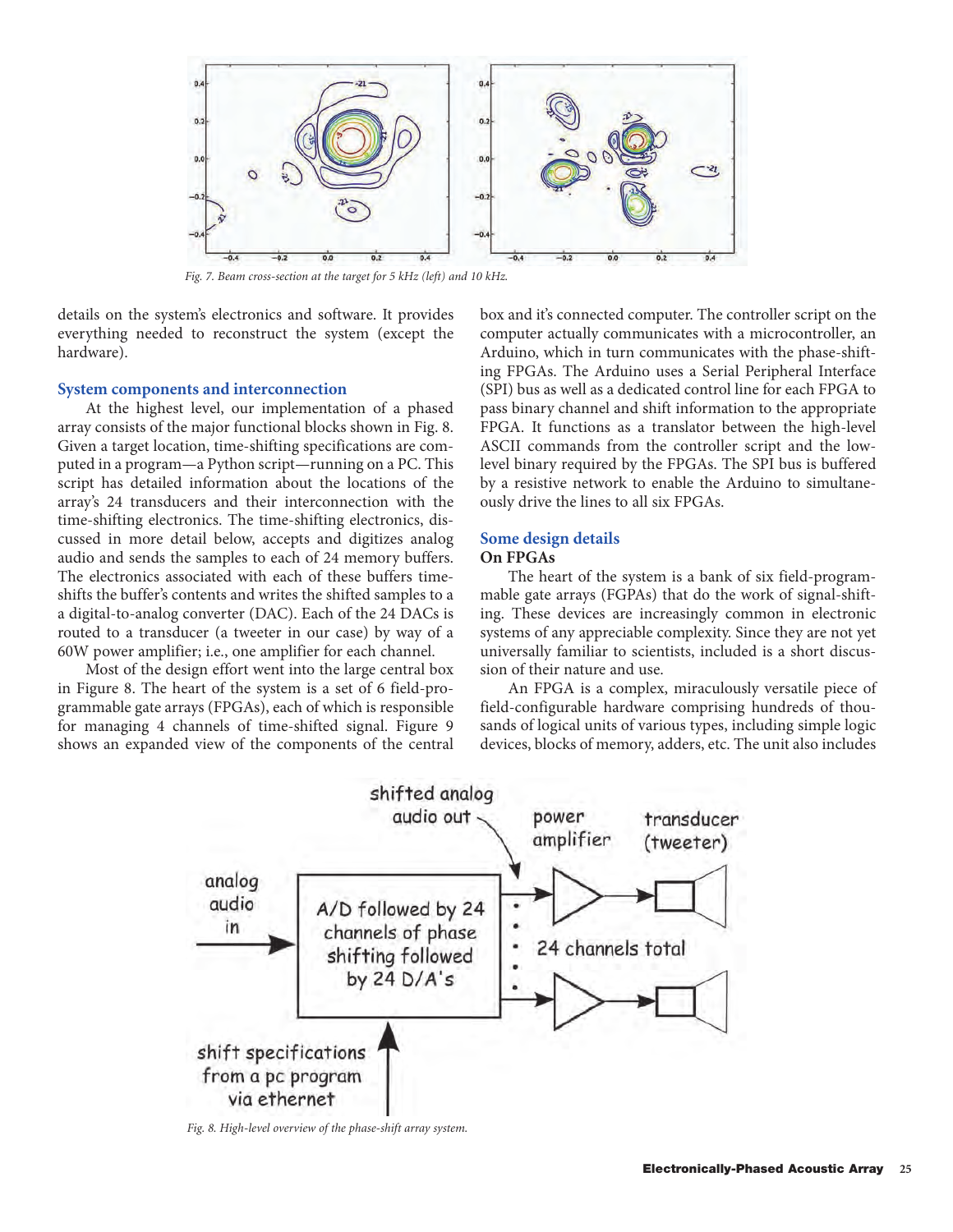Fig. 7. Beam cross-section at the target for 5 kHz (left) and 10 kHz.

details on the system's electronics and software. It provides everything needed to reconstruct the system (except the hardware).

## System components and interconnection

At the highest level, our implementation of a phased array consists of the major functional blocks shown in Fig. 8. Given a target location, time-shifting specifications are computed in a program—a Python script—running on a PC. This script has detailed information about the locations of the array's 24 transducers and their interconnection with the time-shifting electronics. The time-shifting electronics, discussed in more detail below, accepts and digitizes analog audio and sends the samples to each of 24 memory buffers. The electronics associated with each of these buffers time-shifts the buffer's contents and writes the shifted samples to a a digital-to-analog converter (DAC). Each of the 24 DACs is routed to a transducer (a tweeter in our case) by way of a 60W power amplifier; i.e., one amplifier for each channel.

Most of the design effort went into the large central box in Figure 8. The heart of the system is a set of 6 field-programmable gate arrays (FPGAs), each of which is responsible for managing 4 channels of time-shifted signal. Figure 9 shows an expanded view of the components of the central box and it's connected computer. The controller script on the computer actually communicates with a microcontroller, an Arduino, which in turn communicates with the phase-shifting FPGAs. The Arduino uses a Serial Peripheral Interface (SPI) bus as well as a dedicated control line for each FPGA to pass binary channel and shift information to the appropriate FPGA. It functions as a translator between the high-level ASCII commands from the controller script and the low-level binary required by the FPGAs. The SPI bus is buffered by a resistive network to enable the Arduino to simultaneously drive the lines to all six FPGAs.

## Some design details

### On FPGAs

The heart of the system is a bank of six field-programmable gate arrays (FGPAs) that do the work of signal-shifting. These devices are increasingly common in electronic systems of any appreciable complexity. Since they are not yet universally familiar to scientists, included is a short discussion of their nature and use.

An FPGA is a complex, miraculously versatile piece of field-configurable hardware comprising hundreds of thousands of logical units of various types, including simple logic devices, blocks of memory, adders, etc. The unit also includes

Fig. 8. High-level overview of the phase-shift array system.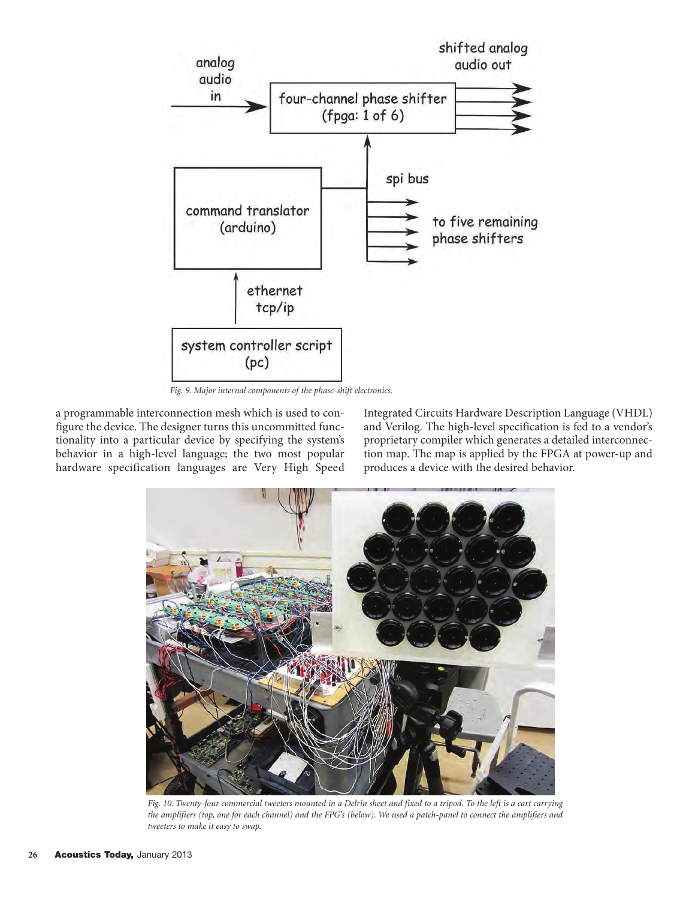Fig. 9. Major internal components of the phase-shift electronics.

a programmable interconnection mesh which is used to configure the device. The designer turns this uncommitted functionality into a particular device by specifying the system's behavior in a high-level language; the two most popular hardware specification languages are Very High Speed Integrated Circuits Hardware Description Language (VHDL) and Verilog. The high-level specification is fed to a vendor's proprietary compiler which generates a detailed interconnection map. The map is applied by the FPGA at power-up and produces a device with the desired behavior.

Fig. 10. Twenty-four commercial tweeters mounted in a Delrin sheet and fixed to a tripod. To the left is a cart carrying the amplifiers (top, one for each channel) and the FPG's (below). We used a patch-panel to connect the amplifiers and tweeters to make it easy to swap.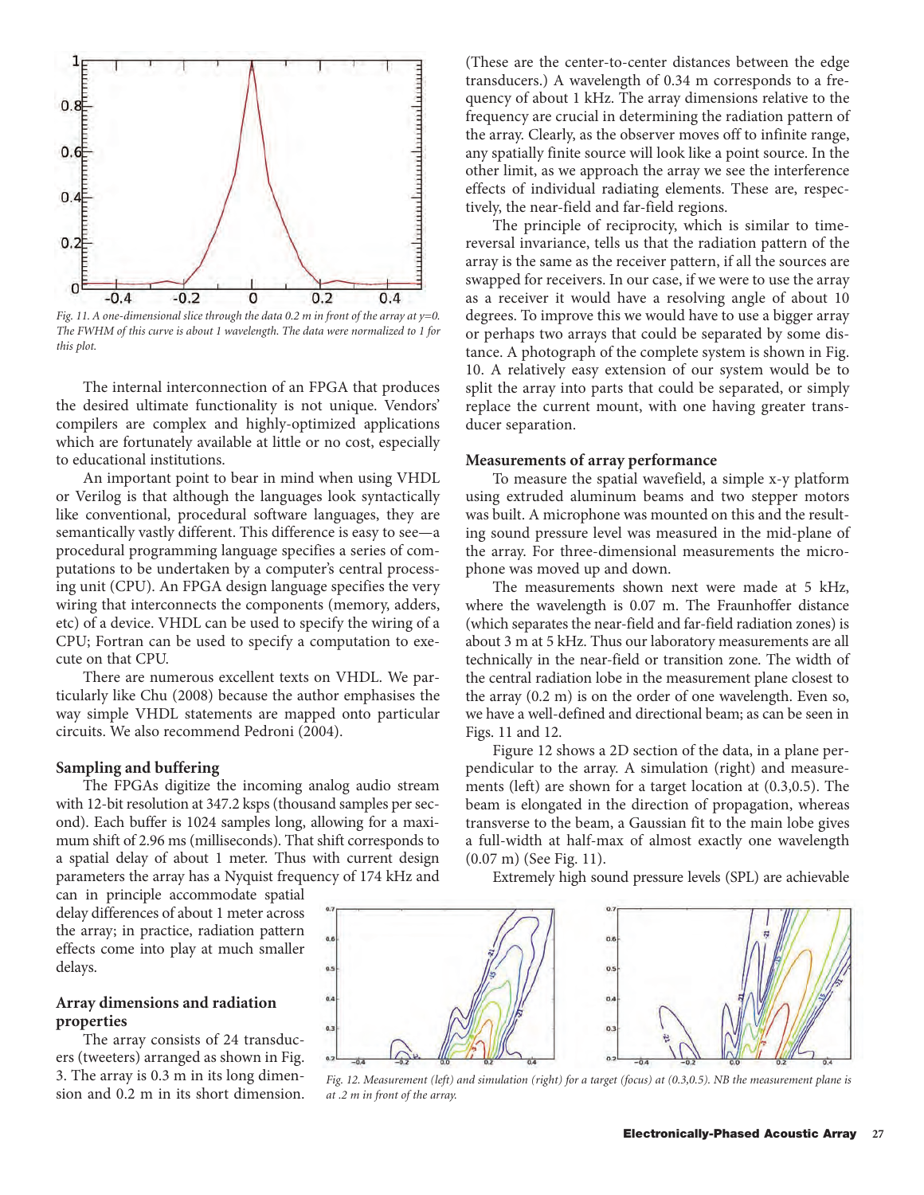Fig. 11. A one-dimensional slice through the data 0.2 m in front of the array at y=0. The FWHM of this curve is about 1 wavelength. The data were normalized to 1 for this plot.

The internal interconnection of an FPGA that produces the desired ultimate functionality is not unique. Vendors' compilers are complex and highly-optimized applications which are fortunately available at little or no cost, especially to educational institutions.

An important point to bear in mind when using VHDL or Verilog is that although the languages look syntactically like conventional, procedural software languages, they are semantically vastly different. This difference is easy to see—a procedural programming language specifies a series of computations to be undertaken by a computer's central processing unit (CPU). An FPGA design language specifies the very wiring that interconnects the components (memory, adders, etc) of a device. VHDL can be used to specify the wiring of a CPU; Fortran can be used to specify a computation to execute on that CPU.

There are numerous excellent texts on VHDL. We particularly like Chu (2008) because the author emphasises the way simple VHDL statements are mapped onto particular circuits. We also recommend Pedroni (2004).

## Sampling and buffering

The FPGAs digitize the incoming analog audio stream with 12-bit resolution at 347.2 ksps (thousand samples per second). Each buffer is 1024 samples long, allowing for a maximum shift of 2.96 ms (milliseconds). That shift corresponds to a spatial delay of about 1 meter. Thus with current design parameters the array has a Nyquist frequency of 174 kHz and can in principle accommodate spatial delay differences of about 1 meter across the array; in practice, radiation pattern effects come into play at much smaller delays.

## Array dimensions and radiation properties

The array consists of 24 transducers (tweeters) arranged as shown in Fig. 3. The array is 0.3 m in its long dimension and 0.2 m in its short dimension. (These are the center-to-center distances between the edge transducers.) A wavelength of 0.34 m corresponds to a frequency of about 1 kHz. The array dimensions relative to the frequency are crucial in determining the radiation pattern of the array. Clearly, as the observer moves off to infinite range, any spatially finite source will look like a point source. In the other limit, as we approach the array we see the interference effects of individual radiating elements. These are, respectively, the near-field and far-field regions.

The principle of reciprocity, which is similar to time-reversal invariance, tells us that the radiation pattern of the array is the same as the receiver pattern, if all the sources are swapped for receivers. In our case, if we were to use the array as a receiver it would have a resolving angle of about 10 degrees. To improve this we would have to use a bigger array or perhaps two arrays that could be separated by some distance. A photograph of the complete system is shown in Fig. 10. A relatively easy extension of our system would be to split the array into parts that could be separated, or simply replace the current mount, with one having greater transducer separation.

## Measurements of array performance

To measure the spatial wavefield, a simple x-y platform using extruded aluminum beams and two stepper motors was built. A microphone was mounted on this and the resulting sound pressure level was measured in the mid-plane of the array. For three-dimensional measurements the microphone was moved up and down.

The measurements shown next were made at 5 kHz, where the wavelength is 0.07 m. The Fraunhoffer distance (which separates the near-field and far-field radiation zones) is about 3 m at 5 kHz. Thus our laboratory measurements are all technically in the near-field or transition zone. The width of the central radiation lobe in the measurement plane closest to the array (0.2 m) is on the order of one wavelength. Even so, we have a well-defined and directional beam; as can be seen in Figs. 11 and 12.

Figure 12 shows a 2D section of the data, in a plane perpendicular to the array. A simulation (right) and measurements (left) are shown for a target location at (0.3,0.5). The beam is elongated in the direction of propagation, whereas transverse to the beam, a Gaussian fit to the main lobe gives a full-width at half-max of almost exactly one wavelength (0.07 m) (See Fig. 11).

Extremely high sound pressure levels (SPL) are achievable

Fig. 12. Measurement (left) and simulation (right) for a target (focus) at (0.3,0.5). NB the measurement plane is at .2 m in front of the array.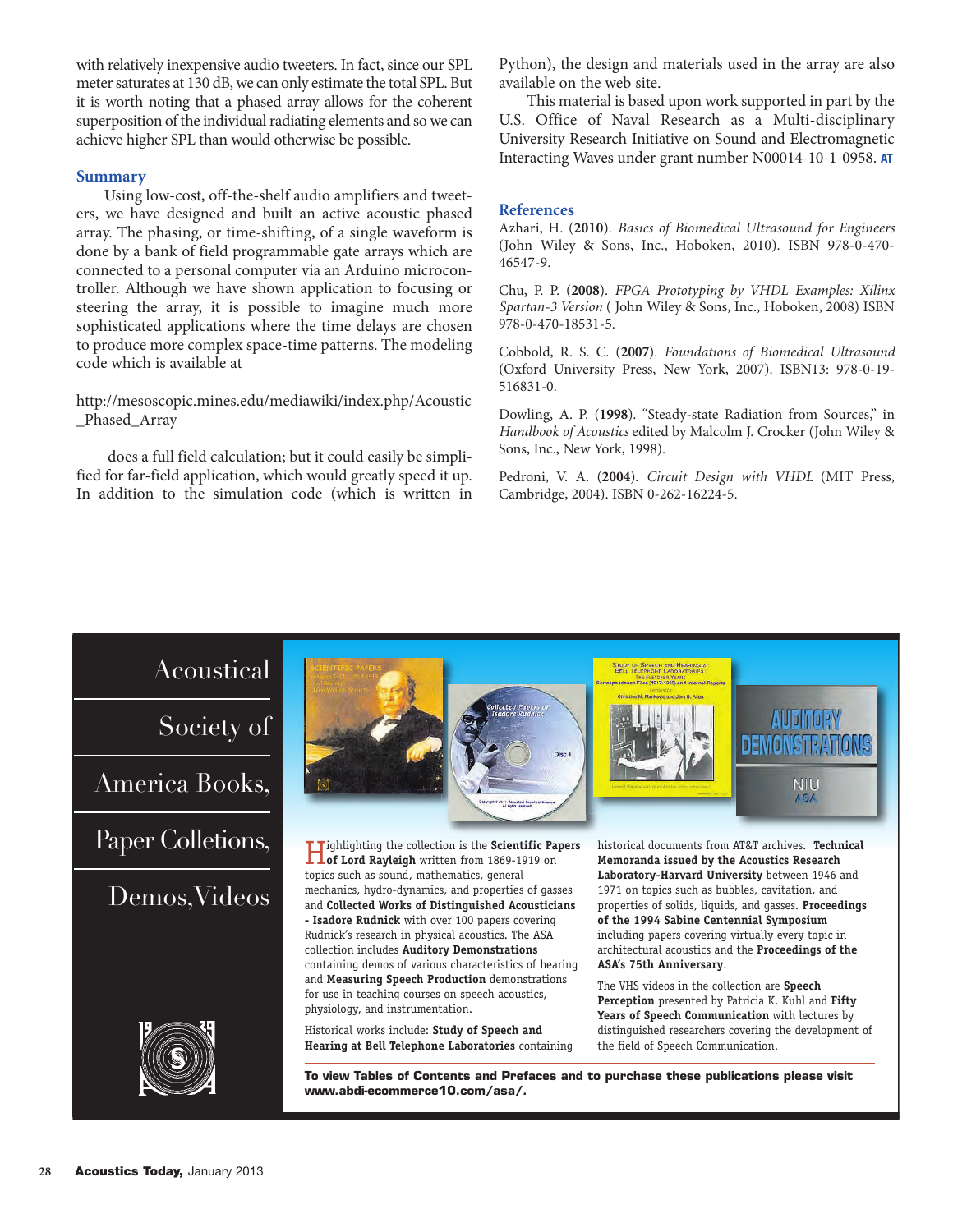with relatively inexpensive audio tweeters. In fact, since our SPL meter saturates at 130 dB, we can only estimate the total SPL. But it is worth noting that a phased array allows for the coherent superposition of the individual radiating elements and so we can achieve higher SPL than would otherwise be possible.

## Summary

Using low-cost, off-the-shelf audio amplifiers and tweeters, we have designed and built an active acoustic phased array. The phasing, or time-shifting, of a single waveform is done by a bank of field programmable gate arrays which are connected to a personal computer via an Arduino microcontroller. Although we have shown application to focusing or steering the array, it is possible to imagine much more sophisticated applications where the time delays are chosen to produce more complex space-time patterns. The modeling code which is available at

http://mesoscopic.mines.edu/mediawiki/index.php/Acoustic_Phased_Array

does a full field calculation; but it could easily be simplified for far-field application, which would greatly speed it up. In addition to the simulation code (which is written in Python), the design and materials used in the array are also available on the web site.

This material is based upon work supported in part by the U.S. Office of Naval Research as a Multi-disciplinary University Research Initiative on Sound and Electromagnetic Interacting Waves under grant number N00014-10-1-0958. **AT**

## References

Azhari, H. (**2010**). *Basics of Biomedical Ultrasound for Engineers* (John Wiley & Sons, Inc., Hoboken, 2010). ISBN 978-0-470-46547-9.

Chu, P. P. (**2008**). *FPGA Prototyping by VHDL Examples: Xilinx Spartan-3 Version* ( John Wiley & Sons, Inc., Hoboken, 2008) ISBN 978-0-470-18531-5.

Cobbold, R. S. C. (**2007**). *Foundations of Biomedical Ultrasound* (Oxford University Press, New York, 2007). ISBN13: 978-0-19-516831-0.

Dowling, A. P. (**1998**). "Steady-state Radiation from Sources," in *Handbook of Acoustics* edited by Malcolm J. Crocker (John Wiley & Sons, Inc., New York, 1998).

Pedroni, V. A. (**2004**). *Circuit Design with VHDL* (MIT Press, Cambridge, 2004). ISBN 0-262-16224-5.

Acoustical Society of America Books, Paper Collections, Demos, Videos

Highlighting the collection is the **Scientific Papers of Lord Rayleigh** written from 1869-1919 on topics such as sound, mathematics, general mechanics, hydro-dynamics, and properties of gasses and **Collected Works of Distinguished Acousticians - Isadore Rudnick** with over 100 papers covering Rudnick's research in physical acoustics. The ASA collection includes **Auditory Demonstrations** containing demos of various characteristics of hearing and **Measuring Speech Production** demonstrations for use in teaching courses on speech acoustics, physiology, and instrumentation.

Historical works include: **Study of Speech and Hearing at Bell Telephone Laboratories** containing historical documents from AT&T archives. **Technical Memoranda issued by the Acoustics Research Laboratory-Harvard University** between 1946 and 1971 on topics such as bubbles, cavitation, and properties of solids, liquids, and gasses. **Proceedings of the 1994 Sabine Centennial Symposium** including papers covering virtually every topic in architectural acoustics and the **Proceedings of the ASA's 75th Anniversary**.

The VHS videos in the collection are **Speech Perception** presented by Patricia K. Kuhl and **Fifty Years of Speech Communication** with lectures by distinguished researchers covering the development of the field of Speech Communication.

**To view Tables of Contents and Prefaces and to purchase these publications please visit www.abdi-ecommerce10.com/asa/.**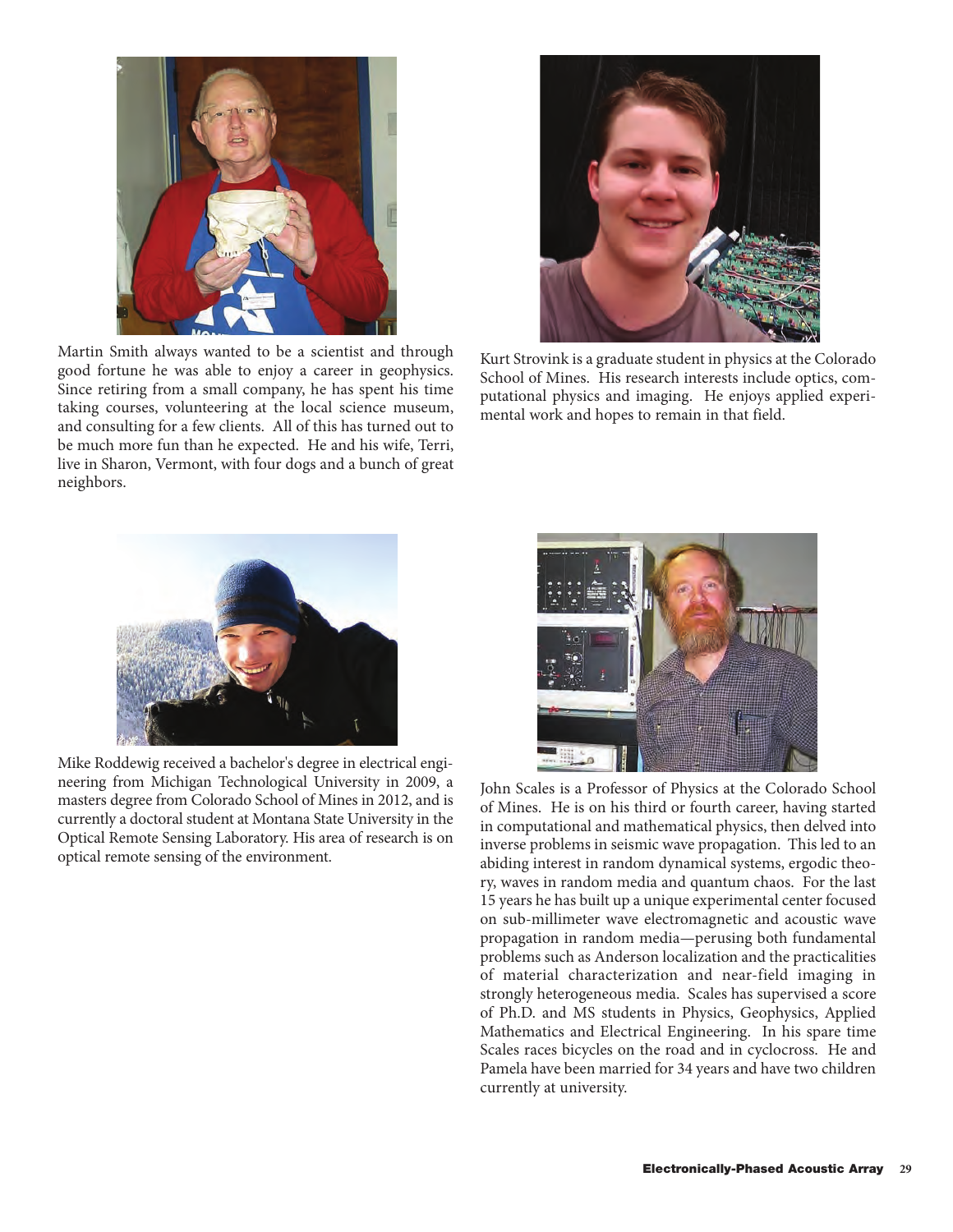Martin Smith always wanted to be a scientist and through good fortune he was able to enjoy a career in geophysics. Since retiring from a small company, he has spent his time taking courses, volunteering at the local science museum, and consulting for a few clients. All of this has turned out to be much more fun than he expected. He and his wife, Terri, live in Sharon, Vermont, with four dogs and a bunch of great neighbors.

Kurt Strovink is a graduate student in physics at the Colorado School of Mines. His research interests include optics, computational physics and imaging. He enjoys applied experimental work and hopes to remain in that field.

Mike Roddewig received a bachelor's degree in electrical engineering from Michigan Technological University in 2009, a masters degree from Colorado School of Mines in 2012, and is currently a doctoral student at Montana State University in the Optical Remote Sensing Laboratory. His area of research is on optical remote sensing of the environment.

John Scales is a Professor of Physics at the Colorado School of Mines. He is on his third or fourth career, having started in computational and mathematical physics, then delved into inverse problems in seismic wave propagation. This led to an abiding interest in random dynamical systems, ergodic theory, waves in random media and quantum chaos. For the last 15 years he has built up a unique experimental center focused on sub-millimeter wave electromagnetic and acoustic wave propagation in random media—perusing both fundamental problems such as Anderson localization and the practicalities of material characterization and near-field imaging in strongly heterogeneous media. Scales has supervised a score of Ph.D. and MS students in Physics, Geophysics, Applied Mathematics and Electrical Engineering. In his spare time Scales races bicycles on the road and in cyclocross. He and Pamela have been married for 34 years and have two children currently at university.